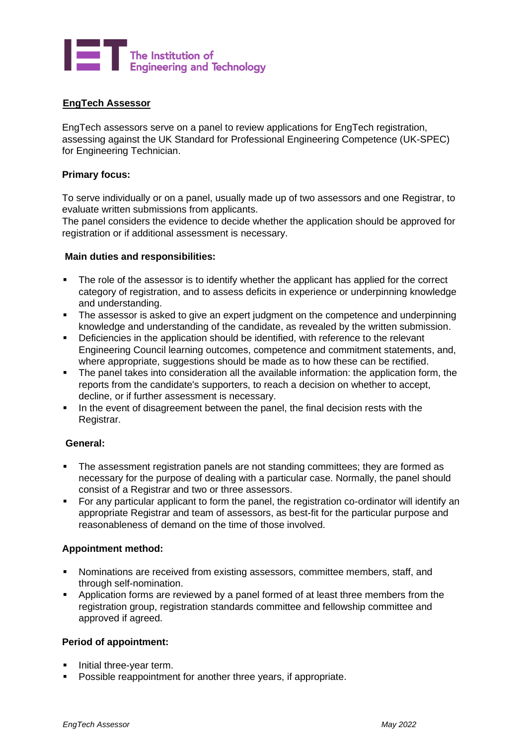# EngTech Assessor

EngTech assessors serve on a panel to review applications for EngTech registration, assessing against the UK Standard for Professional Engineering Competence (UK-SPEC) for Engineering Technician.

**Primary focus:**

To serve individually or on a panel, usually made up of two assessors and one Registrar, to evaluate written submissions from applicants.
The panel considers the evidence to decide whether the application should be approved for registration or if additional assessment is necessary.

**Main duties and responsibilities:**

- The role of the assessor is to identify whether the applicant has applied for the correct category of registration, and to assess deficits in experience or underpinning knowledge and understanding.
- The assessor is asked to give an expert judgment on the competence and underpinning knowledge and understanding of the candidate, as revealed by the written submission.
- Deficiencies in the application should be identified, with reference to the relevant Engineering Council learning outcomes, competence and commitment statements, and, where appropriate, suggestions should be made as to how these can be rectified.
- The panel takes into consideration all the available information: the application form, the reports from the candidate's supporters, to reach a decision on whether to accept, decline, or if further assessment is necessary.
- In the event of disagreement between the panel, the final decision rests with the Registrar.

**General:**

- The assessment registration panels are not standing committees; they are formed as necessary for the purpose of dealing with a particular case. Normally, the panel should consist of a Registrar and two or three assessors.
- For any particular applicant to form the panel, the registration co-ordinator will identify an appropriate Registrar and team of assessors, as best-fit for the particular purpose and reasonableness of demand on the time of those involved.

**Appointment method:**

- Nominations are received from existing assessors, committee members, staff, and through self-nomination.
- Application forms are reviewed by a panel formed of at least three members from the registration group, registration standards committee and fellowship committee and approved if agreed.

**Period of appointment:**

- Initial three-year term.
- Possible reappointment for another three years, if appropriate.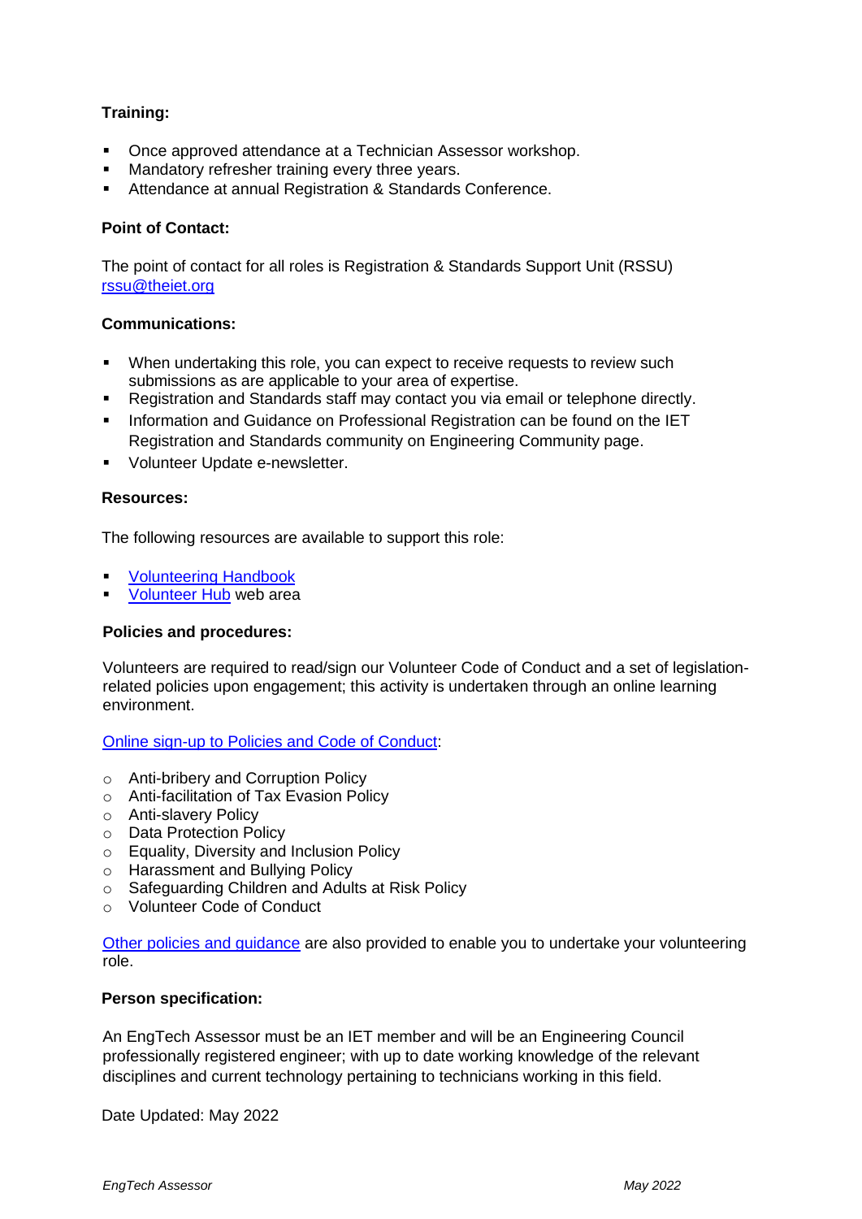**Training:**

- Once approved attendance at a Technician Assessor workshop.
- Mandatory refresher training every three years.
- Attendance at annual Registration & Standards Conference.

**Point of Contact:**

The point of contact for all roles is Registration & Standards Support Unit (RSSU) rssu@theiet.org

**Communications:**

- When undertaking this role, you can expect to receive requests to review such submissions as are applicable to your area of expertise.
- Registration and Standards staff may contact you via email or telephone directly.
- Information and Guidance on Professional Registration can be found on the IET Registration and Standards community on Engineering Community page.
- Volunteer Update e-newsletter.

**Resources:**

The following resources are available to support this role:

- Volunteering Handbook
- Volunteer Hub web area

**Policies and procedures:**

Volunteers are required to read/sign our Volunteer Code of Conduct and a set of legislation-related policies upon engagement; this activity is undertaken through an online learning environment.

Online sign-up to Policies and Code of Conduct:

- Anti-bribery and Corruption Policy
- Anti-facilitation of Tax Evasion Policy
- Anti-slavery Policy
- Data Protection Policy
- Equality, Diversity and Inclusion Policy
- Harassment and Bullying Policy
- Safeguarding Children and Adults at Risk Policy
- Volunteer Code of Conduct

Other policies and guidance are also provided to enable you to undertake your volunteering role.

**Person specification:**

An EngTech Assessor must be an IET member and will be an Engineering Council professionally registered engineer; with up to date working knowledge of the relevant disciplines and current technology pertaining to technicians working in this field.

Date Updated: May 2022